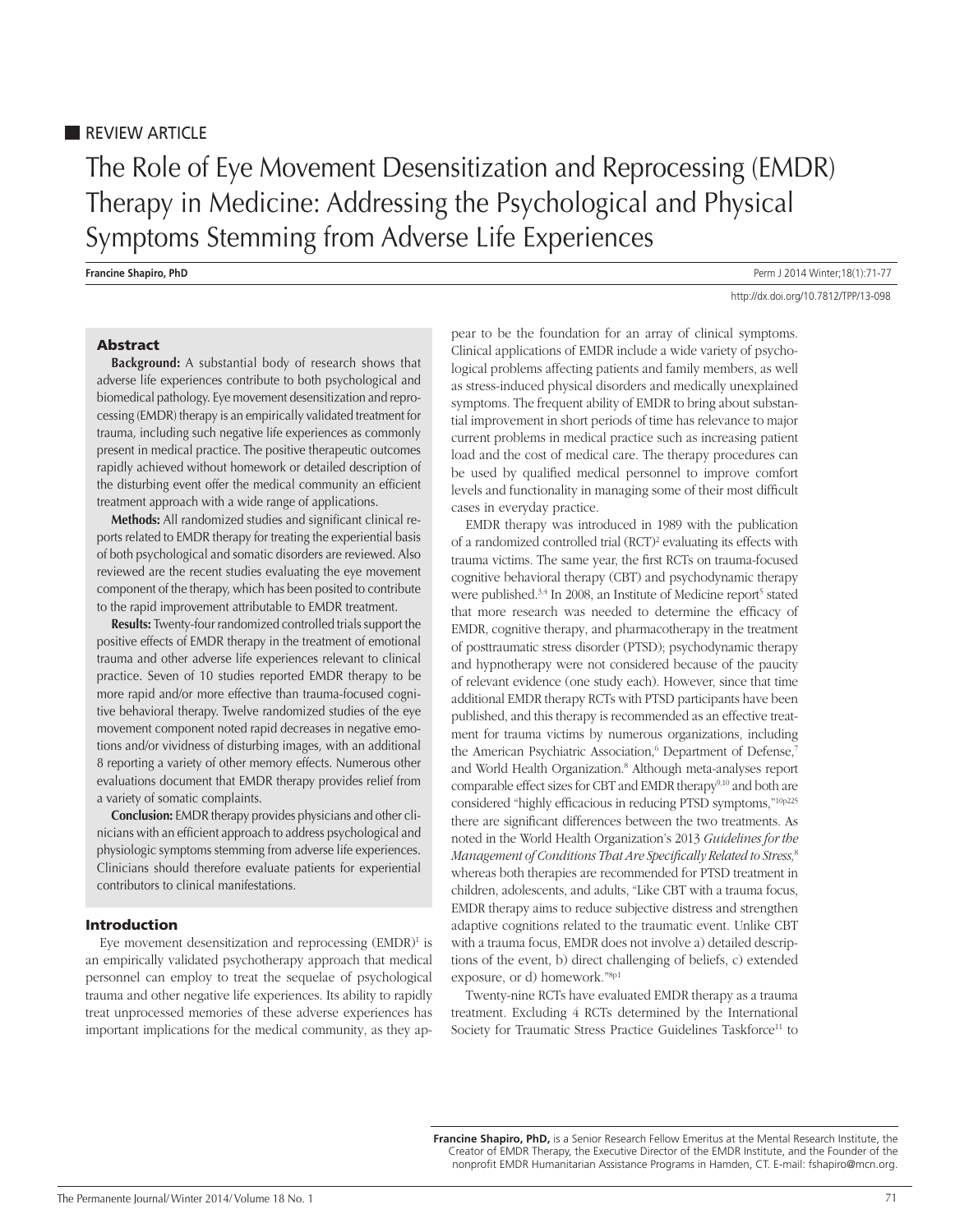REVIEW ARTICLE

# The Role of Eye Movement Desensitization and Reprocessing (EMDR) Therapy in Medicine: Addressing the Psychological and Physical Symptoms Stemming from Adverse Life Experiences

**Francine Shapiro, PhD**

http://dx.doi.org/10.7812/TPP/13-098

## Abstract

**Background:** A substantial body of research shows that adverse life experiences contribute to both psychological and biomedical pathology. Eye movement desensitization and reprocessing (EMDR) therapy is an empirically validated treatment for trauma, including such negative life experiences as commonly present in medical practice. The positive therapeutic outcomes rapidly achieved without homework or detailed description of the disturbing event offer the medical community an efficient treatment approach with a wide range of applications.

**Methods:** All randomized studies and significant clinical reports related to EMDR therapy for treating the experiential basis of both psychological and somatic disorders are reviewed. Also reviewed are the recent studies evaluating the eye movement component of the therapy, which has been posited to contribute to the rapid improvement attributable to EMDR treatment.

**Results:** Twenty-four randomized controlled trials support the positive effects of EMDR therapy in the treatment of emotional trauma and other adverse life experiences relevant to clinical practice. Seven of 10 studies reported EMDR therapy to be more rapid and/or more effective than trauma-focused cognitive behavioral therapy. Twelve randomized studies of the eye movement component noted rapid decreases in negative emotions and/or vividness of disturbing images, with an additional 8 reporting a variety of other memory effects. Numerous other evaluations document that EMDR therapy provides relief from a variety of somatic complaints.

**Conclusion:** EMDR therapy provides physicians and other clinicians with an efficient approach to address psychological and physiologic symptoms stemming from adverse life experiences. Clinicians should therefore evaluate patients for experiential contributors to clinical manifestations.

## Introduction

Eye movement desensitization and reprocessing (EMDR)[1] is an empirically validated psychotherapy approach that medical personnel can employ to treat the sequelae of psychological trauma and other negative life experiences. Its ability to rapidly treat unprocessed memories of these adverse experiences has important implications for the medical community, as they appear to be the foundation for an array of clinical symptoms. Clinical applications of EMDR include a wide variety of psychological problems affecting patients and family members, as well as stress-induced physical disorders and medically unexplained symptoms. The frequent ability of EMDR to bring about substantial improvement in short periods of time has relevance to major current problems in medical practice such as increasing patient load and the cost of medical care. The therapy procedures can be used by qualified medical personnel to improve comfort levels and functionality in managing some of their most difficult cases in everyday practice.

EMDR therapy was introduced in 1989 with the publication of a randomized controlled trial (RCT)[2] evaluating its effects with trauma victims. The same year, the first RCTs on trauma-focused cognitive behavioral therapy (CBT) and psychodynamic therapy were published.[3,4] In 2008, an Institute of Medicine report[5] stated that more research was needed to determine the efficacy of EMDR, cognitive therapy, and pharmacotherapy in the treatment of posttraumatic stress disorder (PTSD); psychodynamic therapy and hypnotherapy were not considered because of the paucity of relevant evidence (one study each). However, since that time additional EMDR therapy RCTs with PTSD participants have been published, and this therapy is recommended as an effective treatment for trauma victims by numerous organizations, including the American Psychiatric Association,[6] Department of Defense,[7] and World Health Organization.[8] Although meta-analyses report comparable effect sizes for CBT and EMDR therapy[9,10] and both are considered "highly efficacious in reducing PTSD symptoms,"[10p225] there are significant differences between the two treatments. As noted in the World Health Organization's 2013 *Guidelines for the Management of Conditions That Are Specifically Related to Stress,*[8] whereas both therapies are recommended for PTSD treatment in children, adolescents, and adults, "Like CBT with a trauma focus, EMDR therapy aims to reduce subjective distress and strengthen adaptive cognitions related to the traumatic event. Unlike CBT with a trauma focus, EMDR does not involve a) detailed descriptions of the event, b) direct challenging of beliefs, c) extended exposure, or d) homework."[8p1]

Twenty-nine RCTs have evaluated EMDR therapy as a trauma treatment. Excluding 4 RCTs determined by the International Society for Traumatic Stress Practice Guidelines Taskforce[11] to

**Francine Shapiro, PhD,** is a Senior Research Fellow Emeritus at the Mental Research Institute, the Creator of EMDR Therapy, the Executive Director of the EMDR Institute, and the Founder of the nonprofit EMDR Humanitarian Assistance Programs in Hamden, CT. E-mail: fshapiro@mcn.org.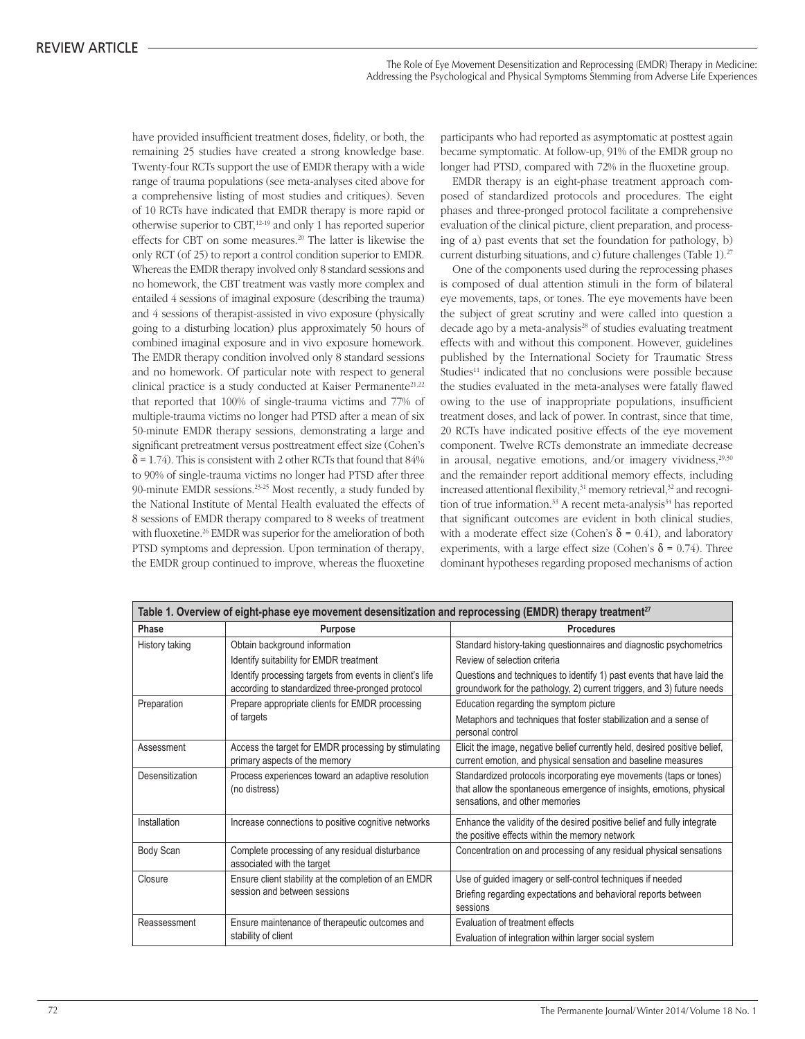have provided insufficient treatment doses, fidelity, or both, the remaining 25 studies have created a strong knowledge base. Twenty-four RCTs support the use of EMDR therapy with a wide range of trauma populations (see meta-analyses cited above for a comprehensive listing of most studies and critiques). Seven of 10 RCTs have indicated that EMDR therapy is more rapid or otherwise superior to CBT,[12-19] and only 1 has reported superior effects for CBT on some measures.[20] The latter is likewise the only RCT (of 25) to report a control condition superior to EMDR. Whereas the EMDR therapy involved only 8 standard sessions and no homework, the CBT treatment was vastly more complex and entailed 4 sessions of imaginal exposure (describing the trauma) and 4 sessions of therapist-assisted in vivo exposure (physically going to a disturbing location) plus approximately 50 hours of combined imaginal exposure and in vivo exposure homework. The EMDR therapy condition involved only 8 standard sessions and no homework. Of particular note with respect to general clinical practice is a study conducted at Kaiser Permanente[21,22] that reported that 100% of single-trauma victims and 77% of multiple-trauma victims no longer had PTSD after a mean of six 50-minute EMDR therapy sessions, demonstrating a large and significant pretreatment versus posttreatment effect size (Cohen's $\delta = 1.74$). This is consistent with 2 other RCTs that found that 84% to 90% of single-trauma victims no longer had PTSD after three 90-minute EMDR sessions.[23-25] Most recently, a study funded by the National Institute of Mental Health evaluated the effects of 8 sessions of EMDR therapy compared to 8 weeks of treatment with fluoxetine.[26] EMDR was superior for the amelioration of both PTSD symptoms and depression. Upon termination of therapy, the EMDR group continued to improve, whereas the fluoxetine participants who had reported as asymptomatic at posttest again became symptomatic. At follow-up, 91% of the EMDR group no longer had PTSD, compared with 72% in the fluoxetine group.

EMDR therapy is an eight-phase treatment approach composed of standardized protocols and procedures. The eight phases and three-pronged protocol facilitate a comprehensive evaluation of the clinical picture, client preparation, and processing of a) past events that set the foundation for pathology, b) current disturbing situations, and c) future challenges (Table 1).[27]

One of the components used during the reprocessing phases is composed of dual attention stimuli in the form of bilateral eye movements, taps, or tones. The eye movements have been the subject of great scrutiny and were called into question a decade ago by a meta-analysis[28] of studies evaluating treatment effects with and without this component. However, guidelines published by the International Society for Traumatic Stress Studies[11] indicated that no conclusions were possible because the studies evaluated in the meta-analyses were fatally flawed owing to the use of inappropriate populations, insufficient treatment doses, and lack of power. In contrast, since that time, 20 RCTs have indicated positive effects of the eye movement component. Twelve RCTs demonstrate an immediate decrease in arousal, negative emotions, and/or imagery vividness,[29,30] and the remainder report additional memory effects, including increased attentional flexibility,[31] memory retrieval,[32] and recognition of true information.[33] A recent meta-analysis[34] has reported that significant outcomes are evident in both clinical studies, with a moderate effect size (Cohen's $\delta = 0.41$), and laboratory experiments, with a large effect size (Cohen's $\delta = 0.74$). Three dominant hypotheses regarding proposed mechanisms of action

**Table 1. Overview of eight-phase eye movement desensitization and reprocessing (EMDR) therapy treatment[27]**

| Phase | Purpose | Procedures |
|---|---|---|
| History taking | Obtain background information | Standard history-taking questionnaires and diagnostic psychometrics |
| | Identify suitability for EMDR treatment | Review of selection criteria |
| | Identify processing targets from events in client's life according to standardized three-pronged protocol | Questions and techniques to identify 1) past events that have laid the groundwork for the pathology, 2) current triggers, and 3) future needs |
| Preparation | Prepare appropriate clients for EMDR processing of targets | Education regarding the symptom picture |
| | | Metaphors and techniques that foster stabilization and a sense of personal control |
| Assessment | Access the target for EMDR processing by stimulating primary aspects of the memory | Elicit the image, negative belief currently held, desired positive belief, current emotion, and physical sensation and baseline measures |
| Desensitization | Process experiences toward an adaptive resolution (no distress) | Standardized protocols incorporating eye movements (taps or tones) that allow the spontaneous emergence of insights, emotions, physical sensations, and other memories |
| Installation | Increase connections to positive cognitive networks | Enhance the validity of the desired positive belief and fully integrate the positive effects within the memory network |
| Body Scan | Complete processing of any residual disturbance associated with the target | Concentration on and processing of any residual physical sensations |
| Closure | Ensure client stability at the completion of an EMDR session and between sessions | Use of guided imagery or self-control techniques if needed |
| | | Briefing regarding expectations and behavioral reports between sessions |
| Reassessment | Ensure maintenance of therapeutic outcomes and stability of client | Evaluation of treatment effects |
| | | Evaluation of integration within larger social system |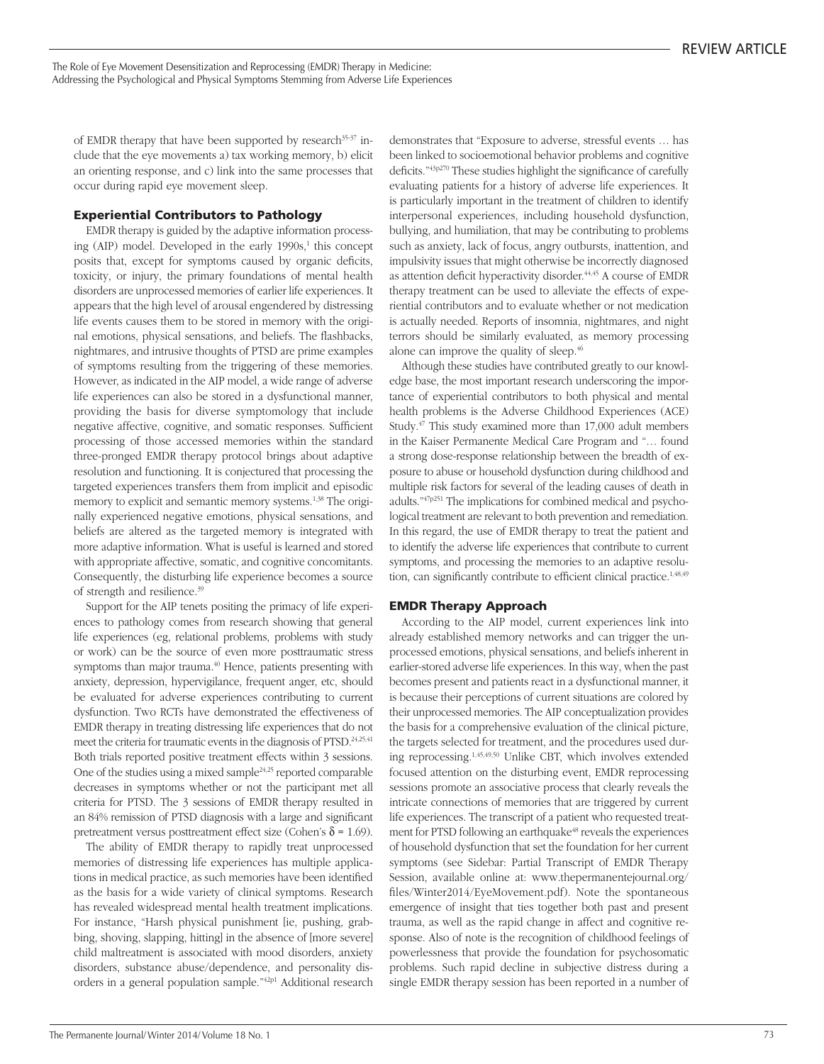of EMDR therapy that have been supported by research[35-37] include that the eye movements a) tax working memory, b) elicit an orienting response, and c) link into the same processes that occur during rapid eye movement sleep.

## Experiential Contributors to Pathology

EMDR therapy is guided by the adaptive information processing (AIP) model. Developed in the early 1990s,[1] this concept posits that, except for symptoms caused by organic deficits, toxicity, or injury, the primary foundations of mental health disorders are unprocessed memories of earlier life experiences. It appears that the high level of arousal engendered by distressing life events causes them to be stored in memory with the original emotions, physical sensations, and beliefs. The flashbacks, nightmares, and intrusive thoughts of PTSD are prime examples of symptoms resulting from the triggering of these memories. However, as indicated in the AIP model, a wide range of adverse life experiences can also be stored in a dysfunctional manner, providing the basis for diverse symptomology that include negative affective, cognitive, and somatic responses. Sufficient processing of those accessed memories within the standard three-pronged EMDR therapy protocol brings about adaptive resolution and functioning. It is conjectured that processing the targeted experiences transfers them from implicit and episodic memory to explicit and semantic memory systems.[1,38] The originally experienced negative emotions, physical sensations, and beliefs are altered as the targeted memory is integrated with more adaptive information. What is useful is learned and stored with appropriate affective, somatic, and cognitive concomitants. Consequently, the disturbing life experience becomes a source of strength and resilience.[39]

Support for the AIP tenets positing the primacy of life experiences to pathology comes from research showing that general life experiences (eg, relational problems, problems with study or work) can be the source of even more posttraumatic stress symptoms than major trauma.[40] Hence, patients presenting with anxiety, depression, hypervigilance, frequent anger, etc, should be evaluated for adverse experiences contributing to current dysfunction. Two RCTs have demonstrated the effectiveness of EMDR therapy in treating distressing life experiences that do not meet the criteria for traumatic events in the diagnosis of PTSD.[24,25,41] Both trials reported positive treatment effects within 3 sessions. One of the studies using a mixed sample[24,25] reported comparable decreases in symptoms whether or not the participant met all criteria for PTSD. The 3 sessions of EMDR therapy resulted in an 84% remission of PTSD diagnosis with a large and significant pretreatment versus posttreatment effect size (Cohen's $\delta = 1.69$).

The ability of EMDR therapy to rapidly treat unprocessed memories of distressing life experiences has multiple applications in medical practice, as such memories have been identified as the basis for a wide variety of clinical symptoms. Research has revealed widespread mental health treatment implications. For instance, "Harsh physical punishment [ie, pushing, grabbing, shoving, slapping, hitting] in the absence of [more severe] child maltreatment is associated with mood disorders, anxiety disorders, substance abuse/dependence, and personality disorders in a general population sample."[42p1] Additional research demonstrates that "Exposure to adverse, stressful events … has been linked to socioemotional behavior problems and cognitive deficits."[43p270] These studies highlight the significance of carefully evaluating patients for a history of adverse life experiences. It is particularly important in the treatment of children to identify interpersonal experiences, including household dysfunction, bullying, and humiliation, that may be contributing to problems such as anxiety, lack of focus, angry outbursts, inattention, and impulsivity issues that might otherwise be incorrectly diagnosed as attention deficit hyperactivity disorder.[44,45] A course of EMDR therapy treatment can be used to alleviate the effects of experiential contributors and to evaluate whether or not medication is actually needed. Reports of insomnia, nightmares, and night terrors should be similarly evaluated, as memory processing alone can improve the quality of sleep.[46]

Although these studies have contributed greatly to our knowledge base, the most important research underscoring the importance of experiential contributors to both physical and mental health problems is the Adverse Childhood Experiences (ACE) Study.[47] This study examined more than 17,000 adult members in the Kaiser Permanente Medical Care Program and "… found a strong dose-response relationship between the breadth of exposure to abuse or household dysfunction during childhood and multiple risk factors for several of the leading causes of death in adults."[47p251] The implications for combined medical and psychological treatment are relevant to both prevention and remediation. In this regard, the use of EMDR therapy to treat the patient and to identify the adverse life experiences that contribute to current symptoms, and processing the memories to an adaptive resolution, can significantly contribute to efficient clinical practice.[1,48,49]

## EMDR Therapy Approach

According to the AIP model, current experiences link into already established memory networks and can trigger the unprocessed emotions, physical sensations, and beliefs inherent in earlier-stored adverse life experiences. In this way, when the past becomes present and patients react in a dysfunctional manner, it is because their perceptions of current situations are colored by their unprocessed memories. The AIP conceptualization provides the basis for a comprehensive evaluation of the clinical picture, the targets selected for treatment, and the procedures used during reprocessing.[1,45,49,50] Unlike CBT, which involves extended focused attention on the disturbing event, EMDR reprocessing sessions promote an associative process that clearly reveals the intricate connections of memories that are triggered by current life experiences. The transcript of a patient who requested treatment for PTSD following an earthquake[48] reveals the experiences of household dysfunction that set the foundation for her current symptoms (see Sidebar: Partial Transcript of EMDR Therapy Session, available online at: www.thepermanentejournal.org/files/Winter2014/EyeMovement.pdf). Note the spontaneous emergence of insight that ties together both past and present trauma, as well as the rapid change in affect and cognitive response. Also of note is the recognition of childhood feelings of powerlessness that provide the foundation for psychosomatic problems. Such rapid decline in subjective distress during a single EMDR therapy session has been reported in a number of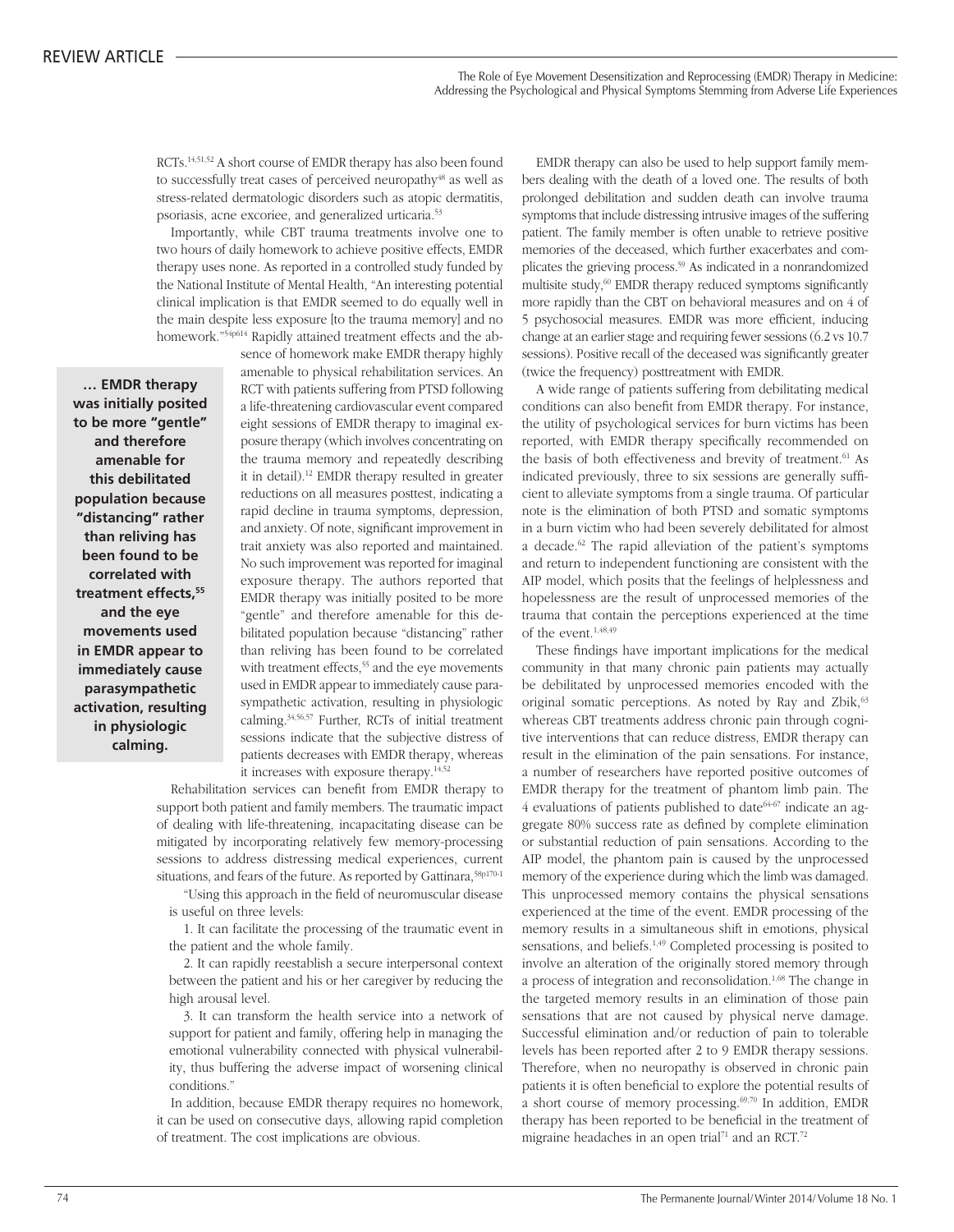RCTs.[14,51,52] A short course of EMDR therapy has also been found to successfully treat cases of perceived neuropathy[48] as well as stress-related dermatologic disorders such as atopic dermatitis, psoriasis, acne excoriee, and generalized urticaria.[53]

Importantly, while CBT trauma treatments involve one to two hours of daily homework to achieve positive effects, EMDR therapy uses none. As reported in a controlled study funded by the National Institute of Mental Health, "An interesting potential clinical implication is that EMDR seemed to do equally well in the main despite less exposure [to the trauma memory] and no homework."[54p614] Rapidly attained treatment effects and the absence of homework make EMDR therapy highly amenable to physical rehabilitation services. An RCT with patients suffering from PTSD following a life-threatening cardiovascular event compared eight sessions of EMDR therapy to imaginal exposure therapy (which involves concentrating on the trauma memory and repeatedly describing it in detail).[12] EMDR therapy resulted in greater reductions on all measures posttest, indicating a rapid decline in trauma symptoms, depression, and anxiety. Of note, significant improvement in trait anxiety was also reported and maintained. No such improvement was reported for imaginal exposure therapy. The authors reported that EMDR therapy was initially posited to be more "gentle" and therefore amenable for this debilitated population because "distancing" rather than reliving has been found to be correlated with treatment effects,[55] and the eye movements used in EMDR appear to immediately cause parasympathetic activation, resulting in physiologic calming.[34,56,57] Further, RCTs of initial treatment sessions indicate that the subjective distress of patients decreases with EMDR therapy, whereas it increases with exposure therapy.[14,52]

> **… EMDR therapy was initially posited to be more "gentle" and therefore amenable for this debilitated population because "distancing" rather than reliving has been found to be correlated with treatment effects,[55] and the eye movements used in EMDR appear to immediately cause parasympathetic activation, resulting in physiologic calming.**

Rehabilitation services can benefit from EMDR therapy to support both patient and family members. The traumatic impact of dealing with life-threatening, incapacitating disease can be mitigated by incorporating relatively few memory-processing sessions to address distressing medical experiences, current situations, and fears of the future. As reported by Gattinara,[58p170-1]

> "Using this approach in the field of neuromuscular disease is useful on three levels:
>
> 1. It can facilitate the processing of the traumatic event in the patient and the whole family.
>
> 2. It can rapidly reestablish a secure interpersonal context between the patient and his or her caregiver by reducing the high arousal level.
>
> 3. It can transform the health service into a network of support for patient and family, offering help in managing the emotional vulnerability connected with physical vulnerability, thus buffering the adverse impact of worsening clinical conditions."

In addition, because EMDR therapy requires no homework, it can be used on consecutive days, allowing rapid completion of treatment. The cost implications are obvious.

EMDR therapy can also be used to help support family members dealing with the death of a loved one. The results of both prolonged debilitation and sudden death can involve trauma symptoms that include distressing intrusive images of the suffering patient. The family member is often unable to retrieve positive memories of the deceased, which further exacerbates and complicates the grieving process.[59] As indicated in a nonrandomized multisite study,[60] EMDR therapy reduced symptoms significantly more rapidly than the CBT on behavioral measures and on 4 of 5 psychosocial measures. EMDR was more efficient, inducing change at an earlier stage and requiring fewer sessions (6.2 vs 10.7 sessions). Positive recall of the deceased was significantly greater (twice the frequency) posttreatment with EMDR.

A wide range of patients suffering from debilitating medical conditions can also benefit from EMDR therapy. For instance, the utility of psychological services for burn victims has been reported, with EMDR therapy specifically recommended on the basis of both effectiveness and brevity of treatment.[61] As indicated previously, three to six sessions are generally sufficient to alleviate symptoms from a single trauma. Of particular note is the elimination of both PTSD and somatic symptoms in a burn victim who had been severely debilitated for almost a decade.[62] The rapid alleviation of the patient's symptoms and return to independent functioning are consistent with the AIP model, which posits that the feelings of helplessness and hopelessness are the result of unprocessed memories of the trauma that contain the perceptions experienced at the time of the event.[1,48,49]

These findings have important implications for the medical community in that many chronic pain patients may actually be debilitated by unprocessed memories encoded with the original somatic perceptions. As noted by Ray and Zbik,[63] whereas CBT treatments address chronic pain through cognitive interventions that can reduce distress, EMDR therapy can result in the elimination of the pain sensations. For instance, a number of researchers have reported positive outcomes of EMDR therapy for the treatment of phantom limb pain. The 4 evaluations of patients published to date[64-67] indicate an aggregate 80% success rate as defined by complete elimination or substantial reduction of pain sensations. According to the AIP model, the phantom pain is caused by the unprocessed memory of the experience during which the limb was damaged. This unprocessed memory contains the physical sensations experienced at the time of the event. EMDR processing of the memory results in a simultaneous shift in emotions, physical sensations, and beliefs.[1,49] Completed processing is posited to involve an alteration of the originally stored memory through a process of integration and reconsolidation.[1,68] The change in the targeted memory results in an elimination of those pain sensations that are not caused by physical nerve damage. Successful elimination and/or reduction of pain to tolerable levels has been reported after 2 to 9 EMDR therapy sessions. Therefore, when no neuropathy is observed in chronic pain patients it is often beneficial to explore the potential results of a short course of memory processing.[69,70] In addition, EMDR therapy has been reported to be beneficial in the treatment of migraine headaches in an open trial[71] and an RCT.[72]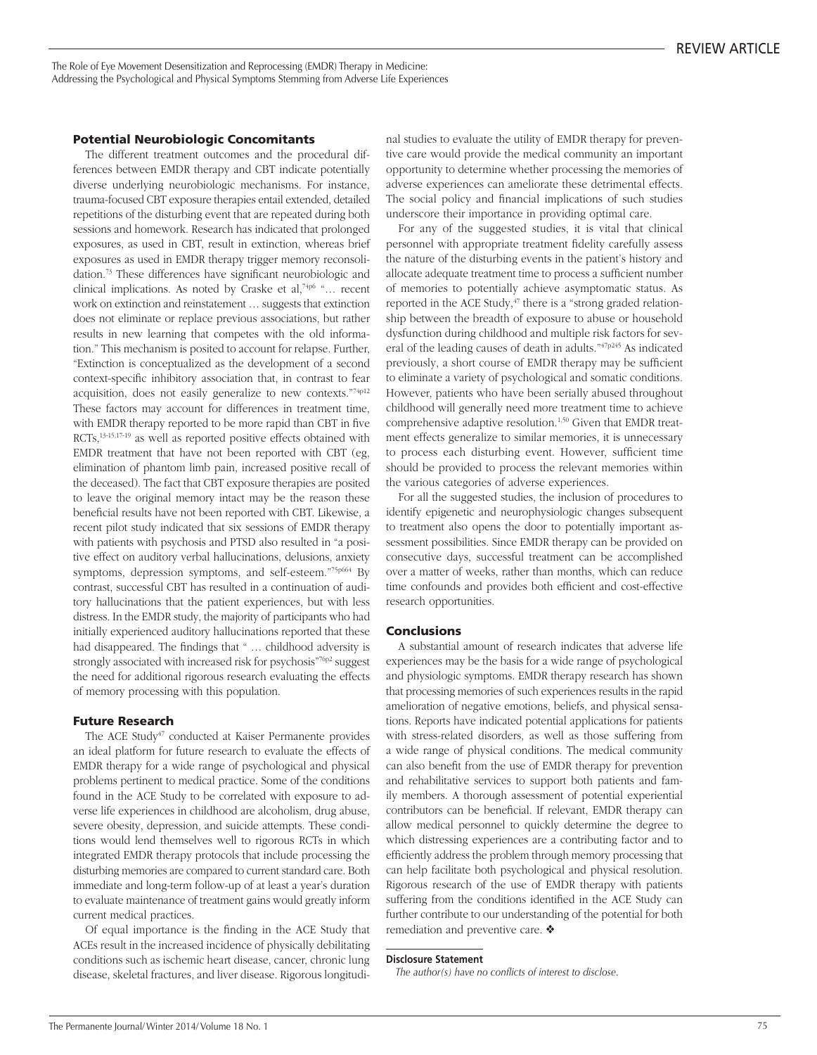## Potential Neurobiologic Concomitants

The different treatment outcomes and the procedural differences between EMDR therapy and CBT indicate potentially diverse underlying neurobiologic mechanisms. For instance, trauma-focused CBT exposure therapies entail extended, detailed repetitions of the disturbing event that are repeated during both sessions and homework. Research has indicated that prolonged exposures, as used in CBT, result in extinction, whereas brief exposures as used in EMDR therapy trigger memory reconsolidation.[73] These differences have significant neurobiologic and clinical implications. As noted by Craske et al,[74p6] "… recent work on extinction and reinstatement … suggests that extinction does not eliminate or replace previous associations, but rather results in new learning that competes with the old information." This mechanism is posited to account for relapse. Further, "Extinction is conceptualized as the development of a second context-specific inhibitory association that, in contrast to fear acquisition, does not easily generalize to new contexts."[74p12] These factors may account for differences in treatment time, with EMDR therapy reported to be more rapid than CBT in five RCTs,[13-15,17-19] as well as reported positive effects obtained with EMDR treatment that have not been reported with CBT (eg, elimination of phantom limb pain, increased positive recall of the deceased). The fact that CBT exposure therapies are posited to leave the original memory intact may be the reason these beneficial results have not been reported with CBT. Likewise, a recent pilot study indicated that six sessions of EMDR therapy with patients with psychosis and PTSD also resulted in "a positive effect on auditory verbal hallucinations, delusions, anxiety symptoms, depression symptoms, and self-esteem."[75p664] By contrast, successful CBT has resulted in a continuation of auditory hallucinations that the patient experiences, but with less distress. In the EMDR study, the majority of participants who had initially experienced auditory hallucinations reported that these had disappeared. The findings that " … childhood adversity is strongly associated with increased risk for psychosis"[76p2] suggest the need for additional rigorous research evaluating the effects of memory processing with this population.

## Future Research

The ACE Study[47] conducted at Kaiser Permanente provides an ideal platform for future research to evaluate the effects of EMDR therapy for a wide range of psychological and physical problems pertinent to medical practice. Some of the conditions found in the ACE Study to be correlated with exposure to adverse life experiences in childhood are alcoholism, drug abuse, severe obesity, depression, and suicide attempts. These conditions would lend themselves well to rigorous RCTs in which integrated EMDR therapy protocols that include processing the disturbing memories are compared to current standard care. Both immediate and long-term follow-up of at least a year's duration to evaluate maintenance of treatment gains would greatly inform current medical practices.

Of equal importance is the finding in the ACE Study that ACEs result in the increased incidence of physically debilitating conditions such as ischemic heart disease, cancer, chronic lung disease, skeletal fractures, and liver disease. Rigorous longitudinal studies to evaluate the utility of EMDR therapy for preventive care would provide the medical community an important opportunity to determine whether processing the memories of adverse experiences can ameliorate these detrimental effects. The social policy and financial implications of such studies underscore their importance in providing optimal care.

For any of the suggested studies, it is vital that clinical personnel with appropriate treatment fidelity carefully assess the nature of the disturbing events in the patient's history and allocate adequate treatment time to process a sufficient number of memories to potentially achieve asymptomatic status. As reported in the ACE Study,[47] there is a "strong graded relationship between the breadth of exposure to abuse or household dysfunction during childhood and multiple risk factors for several of the leading causes of death in adults."[47p245] As indicated previously, a short course of EMDR therapy may be sufficient to eliminate a variety of psychological and somatic conditions. However, patients who have been serially abused throughout childhood will generally need more treatment time to achieve comprehensive adaptive resolution.[1,50] Given that EMDR treatment effects generalize to similar memories, it is unnecessary to process each disturbing event. However, sufficient time should be provided to process the relevant memories within the various categories of adverse experiences.

For all the suggested studies, the inclusion of procedures to identify epigenetic and neurophysiologic changes subsequent to treatment also opens the door to potentially important assessment possibilities. Since EMDR therapy can be provided on consecutive days, successful treatment can be accomplished over a matter of weeks, rather than months, which can reduce time confounds and provides both efficient and cost-effective research opportunities.

## Conclusions

A substantial amount of research indicates that adverse life experiences may be the basis for a wide range of psychological and physiologic symptoms. EMDR therapy research has shown that processing memories of such experiences results in the rapid amelioration of negative emotions, beliefs, and physical sensations. Reports have indicated potential applications for patients with stress-related disorders, as well as those suffering from a wide range of physical conditions. The medical community can also benefit from the use of EMDR therapy for prevention and rehabilitative services to support both patients and family members. A thorough assessment of potential experiential contributors can be beneficial. If relevant, EMDR therapy can allow medical personnel to quickly determine the degree to which distressing experiences are a contributing factor and to efficiently address the problem through memory processing that can help facilitate both psychological and physical resolution. Rigorous research of the use of EMDR therapy with patients suffering from the conditions identified in the ACE Study can further contribute to our understanding of the potential for both remediation and preventive care. ❖

**Disclosure Statement**

*The author(s) have no conflicts of interest to disclose.*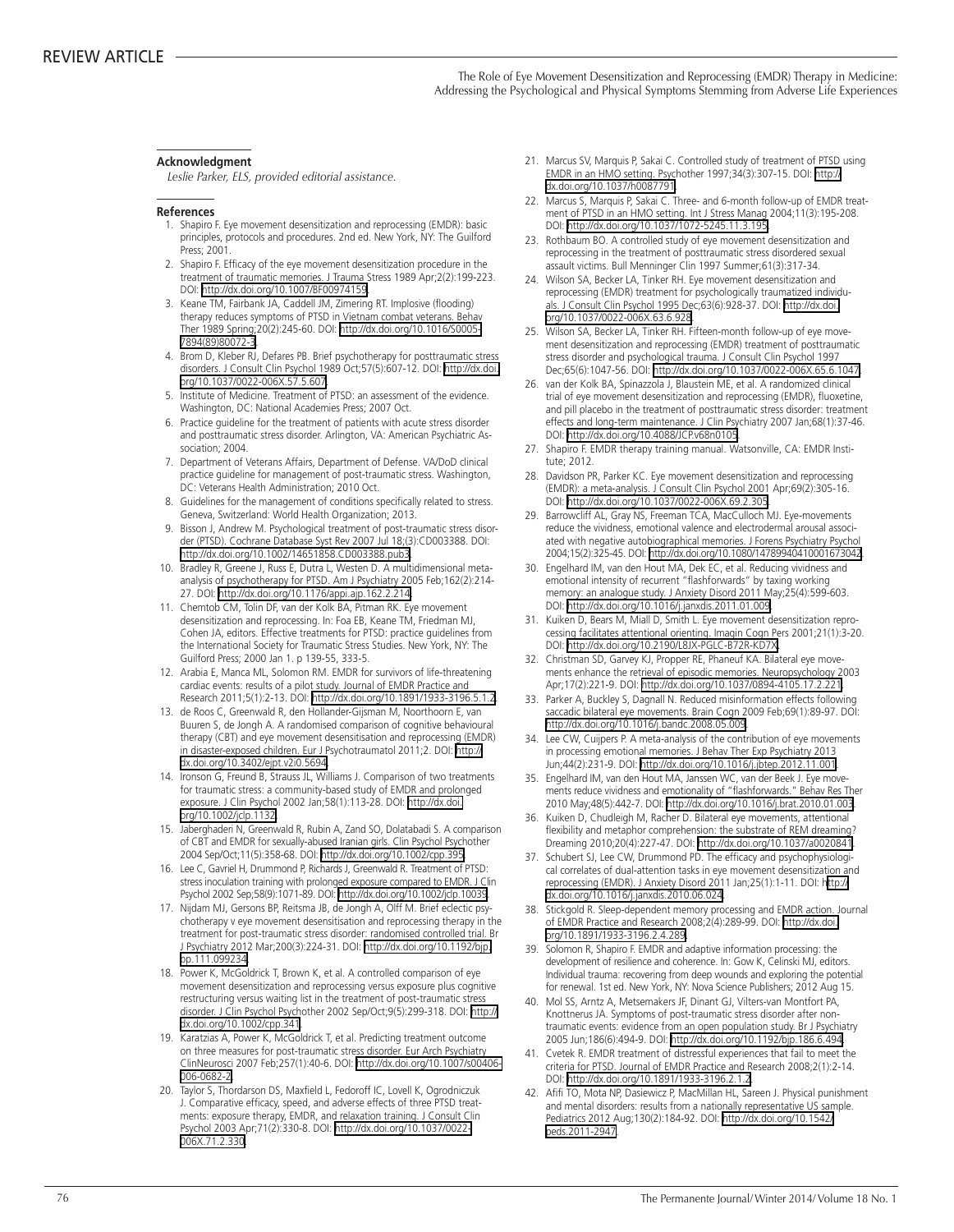## Acknowledgment

*Leslie Parker, ELS, provided editorial assistance.*

## References

1. Shapiro F. Eye movement desensitization and reprocessing (EMDR): basic principles, protocols and procedures. 2nd ed. New York, NY: The Guilford Press; 2001.
2. Shapiro F. Efficacy of the eye movement desensitization procedure in the treatment of traumatic memories. J Trauma Stress 1989 Apr;2(2):199-223. DOI: http://dx.doi.org/10.1007/BF00974159.
3. Keane TM, Fairbank JA, Caddell JM, Zimering RT. Implosive (flooding) therapy reduces symptoms of PTSD in Vietnam combat veterans. Behav Ther 1989 Spring;20(2):245-60. DOI: http://dx.doi.org/10.1016/S0005-7894(89)80072-3.
4. Brom D, Kleber RJ, Defares PB. Brief psychotherapy for posttraumatic stress disorders. J Consult Clin Psychol 1989 Oct;57(5):607-12. DOI: http://dx.doi.org/10.1037/0022-006X.57.5.607.
5. Institute of Medicine. Treatment of PTSD: an assessment of the evidence. Washington, DC: National Academies Press; 2007 Oct.
6. Practice guideline for the treatment of patients with acute stress disorder and posttraumatic stress disorder. Arlington, VA: American Psychiatric Association; 2004.
7. Department of Veterans Affairs, Department of Defense. VA/DoD clinical practice guideline for management of post-traumatic stress. Washington, DC: Veterans Health Administration; 2010 Oct.
8. Guidelines for the management of conditions specifically related to stress. Geneva, Switzerland: World Health Organization; 2013.
9. Bisson J, Andrew M. Psychological treatment of post-traumatic stress disorder (PTSD). Cochrane Database Syst Rev 2007 Jul 18;(3):CD003388. DOI: http://dx.doi.org/10.1002/14651858.CD003388.pub3.
10. Bradley R, Greene J, Russ E, Dutra L, Westen D. A multidimensional meta-analysis of psychotherapy for PTSD. Am J Psychiatry 2005 Feb;162(2):214-27. DOI: http://dx.doi.org/10.1176/appi.ajp.162.2.214.
11. Chemtob CM, Tolin DF, van der Kolk BA, Pitman RK. Eye movement desensitization and reprocessing. In: Foa EB, Keane TM, Friedman MJ, Cohen JA, editors. Effective treatments for PTSD: practice guidelines from the International Society for Traumatic Stress Studies. New York, NY: The Guilford Press; 2000 Jan 1. p 139-55, 333-5.
12. Arabia E, Manca ML, Solomon RM. EMDR for survivors of life-threatening cardiac events: results of a pilot study. Journal of EMDR Practice and Research 2011;5(1):2-13. DOI: http://dx.doi.org/10.1891/1933-3196.5.1.2.
13. de Roos C, Greenwald R, den Hollander-Gijsman M, Noorthoorn E, van Buuren S, de Jongh A. A randomised comparison of cognitive behavioural therapy (CBT) and eye movement desensitisation and reprocessing (EMDR) in disaster-exposed children. Eur J Psychotraumatol 2011;2. DOI: http://dx.doi.org/10.3402/ejpt.v2i0.5694.
14. Ironson G, Freund B, Strauss JL, Williams J. Comparison of two treatments for traumatic stress: a community-based study of EMDR and prolonged exposure. J Clin Psychol 2002 Jan;58(1):113-28. DOI: http://dx.doi.org/10.1002/jclp.1132.
15. Jaberghaderi N, Greenwald R, Rubin A, Zand SO, Dolatabadi S. A comparison of CBT and EMDR for sexually-abused Iranian girls. Clin Psychol Psychother 2004 Sep/Oct;11(5):358-68. DOI: http://dx.doi.org/10.1002/cpp.395.
16. Lee C, Gavriel H, Drummond P, Richards J, Greenwald R. Treatment of PTSD: stress inoculation training with prolonged exposure compared to EMDR. J Clin Psychol 2002 Sep;58(9):1071-89. DOI: http://dx.doi.org/10.1002/jclp.10039.
17. Nijdam MJ, Gersons BP, Reitsma JB, de Jongh A, Olff M. Brief eclectic psychotherapy v eye movement desensitisation and reprocessing therapy in the treatment for post-traumatic stress disorder: randomised controlled trial. Br J Psychiatry 2012 Mar;200(3):224-31. DOI: http://dx.doi.org/10.1192/bjp.bp.111.099234.
18. Power K, McGoldrick T, Brown K, et al. A controlled comparison of eye movement desensitization and reprocessing versus exposure plus cognitive restructuring versus waiting list in the treatment of post-traumatic stress disorder. J Clin Psychol Psychother 2002 Sep/Oct;9(5):299-318. DOI: http://dx.doi.org/10.1002/cpp.341.
19. Karatzias A, Power K, McGoldrick T, et al. Predicting treatment outcome on three measures for post-traumatic stress disorder. Eur Arch Psychiatry ClinNeurosci 2007 Feb;257(1):40-6. DOI: http://dx.doi.org/10.1007/s00406-006-0682-2.
20. Taylor S, Thordarson DS, Maxfield L, Fedoroff IC, Lovell K, Ogrodniczuk J. Comparative efficacy, speed, and adverse effects of three PTSD treatments: exposure therapy, EMDR, and relaxation training. J Consult Clin Psychol 2003 Apr;71(2):330-8. DOI: http://dx.doi.org/10.1037/0022-006X.71.2.330.
21. Marcus SV, Marquis P, Sakai C. Controlled study of treatment of PTSD using EMDR in an HMO setting. Psychother 1997;34(3):307-15. DOI: http://dx.doi.org/10.1037/h0087791.
22. Marcus S, Marquis P, Sakai C. Three- and 6-month follow-up of EMDR treatment of PTSD in an HMO setting. Int J Stress Manag 2004;11(3):195-208. DOI: http://dx.doi.org/10.1037/1072-5245.11.3.195.
23. Rothbaum BO. A controlled study of eye movement desensitization and reprocessing in the treatment of posttraumatic stress disordered sexual assault victims. Bull Menninger Clin 1997 Summer;61(3):317-34.
24. Wilson SA, Becker LA, Tinker RH. Eye movement desensitization and reprocessing (EMDR) treatment for psychologically traumatized individuals. J Consult Clin Psychol 1995 Dec;63(6):928-37. DOI: http://dx.doi.org/10.1037/0022-006X.63.6.928.
25. Wilson SA, Becker LA, Tinker RH. Fifteen-month follow-up of eye movement desensitization and reprocessing (EMDR) treatment of posttraumatic stress disorder and psychological trauma. J Consult Clin Psychol 1997 Dec;65(6):1047-56. DOI: http://dx.doi.org/10.1037/0022-006X.65.6.1047.
26. van der Kolk BA, Spinazzola J, Blaustein ME, et al. A randomized clinical trial of eye movement desensitization and reprocessing (EMDR), fluoxetine, and pill placebo in the treatment of posttraumatic stress disorder: treatment effects and long-term maintenance. J Clin Psychiatry 2007 Jan;68(1):37-46. DOI: http://dx.doi.org/10.4088/JCP.v68n0105.
27. Shapiro F. EMDR therapy training manual. Watsonville, CA: EMDR Institute; 2012.
28. Davidson PR, Parker KC. Eye movement desensitization and reprocessing (EMDR): a meta-analysis. J Consult Clin Psychol 2001 Apr;69(2):305-16. DOI: http://dx.doi.org/10.1037/0022-006X.69.2.305.
29. Barrowcliff AL, Gray NS, Freeman TCA, MacCulloch MJ. Eye-movements reduce the vividness, emotional valence and electrodermal arousal associated with negative autobiographical memories. J Forens Psychiatry Psychol 2004;15(2):325-45. DOI: http://dx.doi.org/10.1080/14789940410001673042.
30. Engelhard IM, van den Hout MA, Dek EC, et al. Reducing vividness and emotional intensity of recurrent "flashforwards" by taxing working memory: an analogue study. J Anxiety Disord 2011 May;25(4):599-603. DOI: http://dx.doi.org/10.1016/j.janxdis.2011.01.009.
31. Kuiken D, Bears M, Miall D, Smith L. Eye movement desensitization reprocessing facilitates attentional orienting. Imagin Cogn Pers 2001;21(1):3-20. DOI: http://dx.doi.org/10.2190/L8JX-PGLC-B72R-KD7X.
32. Christman SD, Garvey KJ, Propper RE, Phaneuf KA. Bilateral eye movements enhance the retrieval of episodic memories. Neuropsychology 2003 Apr;17(2):221-9. DOI: http://dx.doi.org/10.1037/0894-4105.17.2.221.
33. Parker A, Buckley S, Dagnall N. Reduced misinformation effects following saccadic bilateral eye movements. Brain Cogn 2009 Feb;69(1):89-97. DOI: http://dx.doi.org/10.1016/j.bandc.2008.05.009.
34. Lee CW, Cuijpers P. A meta-analysis of the contribution of eye movements in processing emotional memories. J Behav Ther Exp Psychiatry 2013 Jun;44(2):231-9. DOI: http://dx.doi.org/10.1016/j.jbtep.2012.11.001.
35. Engelhard IM, van den Hout MA, Janssen WC, van der Beek J. Eye movements reduce vividness and emotionality of "flashforwards." Behav Res Ther 2010 May;48(5):442-7. DOI: http://dx.doi.org/10.1016/j.brat.2010.01.003.
36. Kuiken D, Chudleigh M, Racher D. Bilateral eye movements, attentional flexibility and metaphor comprehension: the substrate of REM dreaming? Dreaming 2010;20(4):227-47. DOI: http://dx.doi.org/10.1037/a0020841.
37. Schubert SJ, Lee CW, Drummond PD. The efficacy and psychophysiological correlates of dual-attention tasks in eye movement desensitization and reprocessing (EMDR). J Anxiety Disord 2011 Jan;25(1):1-11. DOI: http://dx.doi.org/10.1016/j.janxdis.2010.06.024.
38. Stickgold R. Sleep-dependent memory processing and EMDR action. Journal of EMDR Practice and Research 2008;2(4):289-99. DOI: http://dx.doi.org/10.1891/1933-3196.2.4.289.
39. Solomon R, Shapiro F. EMDR and adaptive information processing: the development of resilience and coherence. In: Gow K, Celinski MJ, editors. Individual trauma: recovering from deep wounds and exploring the potential for renewal. 1st ed. New York, NY: Nova Science Publishers; 2012 Aug 15.
40. Mol SS, Arntz A, Metsemakers JF, Dinant GJ, Vilters-van Montfort PA, Knottnerus JA. Symptoms of post-traumatic stress disorder after non-traumatic events: evidence from an open population study. Br J Psychiatry 2005 Jun;186(6):494-9. DOI: http://dx.doi.org/10.1192/bjp.186.6.494.
41. Cvetek R. EMDR treatment of distressful experiences that fail to meet the criteria for PTSD. Journal of EMDR Practice and Research 2008;2(1):2-14. DOI: http://dx.doi.org/10.1891/1933-3196.2.1.2.
42. Afifi TO, Mota NP, Dasiewicz P, MacMillan HL, Sareen J. Physical punishment and mental disorders: results from a nationally representative US sample. Pediatrics 2012 Aug;130(2):184-92. DOI: http://dx.doi.org/10.1542/peds.2011-2947.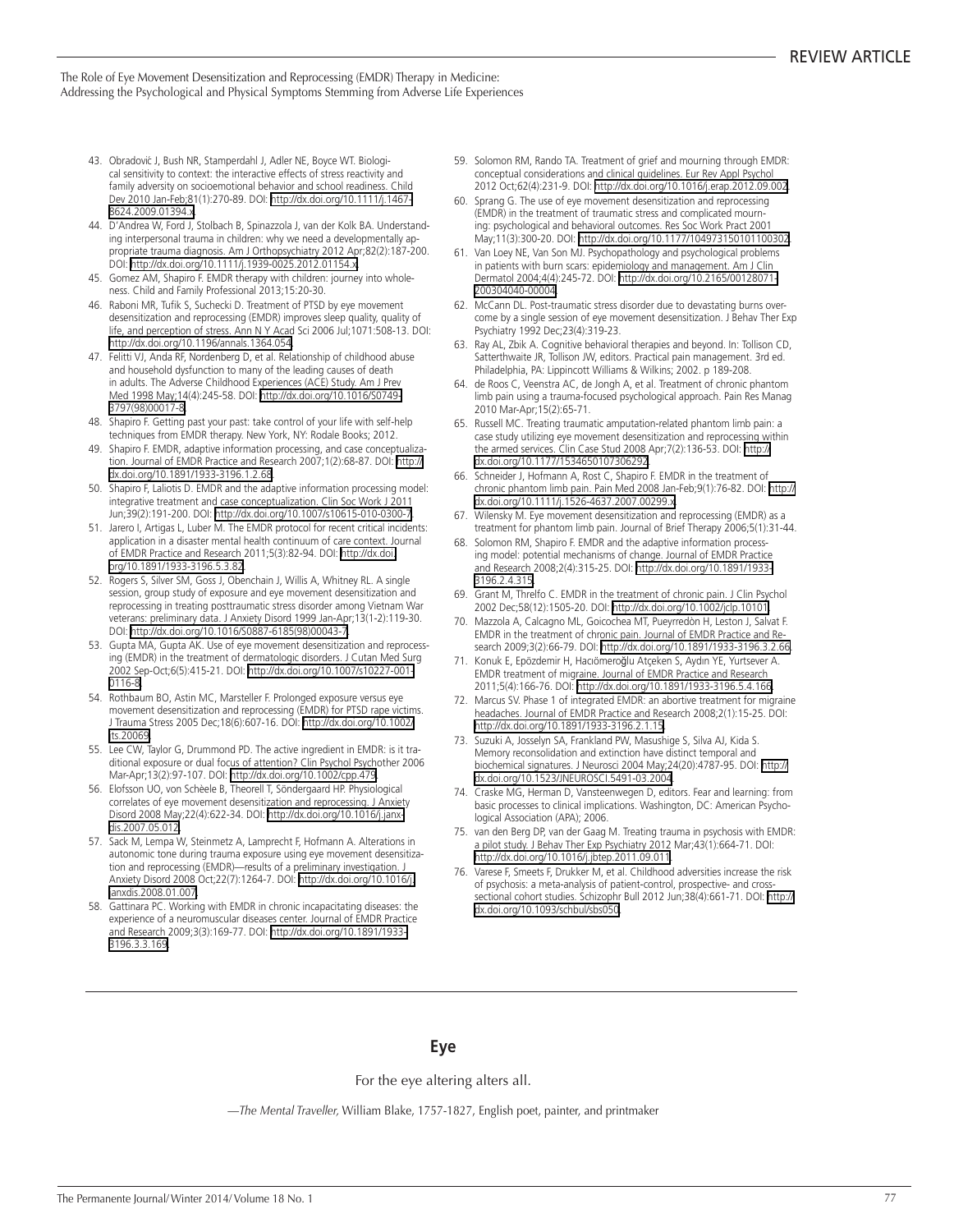43. Obradović J, Bush NR, Stamperdahl J, Adler NE, Boyce WT. Biological sensitivity to context: the interactive effects of stress reactivity and family adversity on socioemotional behavior and school readiness. Child Dev 2010 Jan-Feb;81(1):270-89. DOI: http://dx.doi.org/10.1111/j.1467-8624.2009.01394.x.
44. D'Andrea W, Ford J, Stolbach B, Spinazzola J, van der Kolk BA. Understanding interpersonal trauma in children: why we need a developmentally appropriate trauma diagnosis. Am J Orthopsychiatry 2012 Apr;82(2):187-200. DOI: http://dx.doi.org/10.1111/j.1939-0025.2012.01154.x.
45. Gomez AM, Shapiro F. EMDR therapy with children: journey into wholeness. Child and Family Professional 2013;15:20-30.
46. Raboni MR, Tufik S, Suchecki D. Treatment of PTSD by eye movement desensitization and reprocessing (EMDR) improves sleep quality, quality of life, and perception of stress. Ann N Y Acad Sci 2006 Jul;1071:508-13. DOI: http://dx.doi.org/10.1196/annals.1364.054.
47. Felitti VJ, Anda RF, Nordenberg D, et al. Relationship of childhood abuse and household dysfunction to many of the leading causes of death in adults. The Adverse Childhood Experiences (ACE) Study. Am J Prev Med 1998 May;14(4):245-58. DOI: http://dx.doi.org/10.1016/S0749-3797(98)00017-8.
48. Shapiro F. Getting past your past: take control of your life with self-help techniques from EMDR therapy. New York, NY: Rodale Books; 2012.
49. Shapiro F. EMDR, adaptive information processing, and case conceptualization. Journal of EMDR Practice and Research 2007;1(2):68-87. DOI: http://dx.doi.org/10.1891/1933-3196.1.2.68.
50. Shapiro F, Laliotis D. EMDR and the adaptive information processing model: integrative treatment and case conceptualization. Clin Soc Work J 2011 Jun;39(2):191-200. DOI: http://dx.doi.org/10.1007/s10615-010-0300-7.
51. Jarero I, Artigas L, Luber M. The EMDR protocol for recent critical incidents: application in a disaster mental health continuum of care context. Journal of EMDR Practice and Research 2011;5(3):82-94. DOI: http://dx.doi.org/10.1891/1933-3196.5.3.82.
52. Rogers S, Silver SM, Goss J, Obenchain J, Willis A, Whitney RL. A single session, group study of exposure and eye movement desensitization and reprocessing in treating posttraumatic stress disorder among Vietnam War veterans: preliminary data. J Anxiety Disord 1999 Jan-Apr;13(1-2):119-30. DOI: http://dx.doi.org/10.1016/S0887-6185(98)00043-7.
53. Gupta MA, Gupta AK. Use of eye movement desensitization and reprocessing (EMDR) in the treatment of dermatologic disorders. J Cutan Med Surg 2002 Sep-Oct;6(5):415-21. DOI: http://dx.doi.org/10.1007/s10227-001-0116-8.
54. Rothbaum BO, Astin MC, Marsteller F. Prolonged exposure versus eye movement desensitization and reprocessing (EMDR) for PTSD rape victims. J Trauma Stress 2005 Dec;18(6):607-16. DOI: http://dx.doi.org/10.1002/jts.20069.
55. Lee CW, Taylor G, Drummond PD. The active ingredient in EMDR: is it traditional exposure or dual focus of attention? Clin Psychol Psychother 2006 Mar-Apr;13(2):97-107. DOI: http://dx.doi.org/10.1002/cpp.479.
56. Elofsson UO, von Schèele B, Theorell T, Söndergaard HP. Physiological correlates of eye movement desensitization and reprocessing. J Anxiety Disord 2008 May;22(4):622-34. DOI: http://dx.doi.org/10.1016/j.janxdis.2007.05.012.
57. Sack M, Lempa W, Steinmetz A, Lamprecht F, Hofmann A. Alterations in autonomic tone during trauma exposure using eye movement desensitization and reprocessing (EMDR)—results of a preliminary investigation. J Anxiety Disord 2008 Oct;22(7):1264-7. DOI: http://dx.doi.org/10.1016/j.janxdis.2008.01.007.
58. Gattinara PC. Working with EMDR in chronic incapacitating diseases: the experience of a neuromuscular diseases center. Journal of EMDR Practice and Research 2009;3(3):169-77. DOI: http://dx.doi.org/10.1891/1933-3196.3.3.169.
59. Solomon RM, Rando TA. Treatment of grief and mourning through EMDR: conceptual considerations and clinical guidelines. Eur Rev Appl Psychol 2012 Oct;62(4):231-9. DOI: http://dx.doi.org/10.1016/j.erap.2012.09.002.
60. Sprang G. The use of eye movement desensitization and reprocessing (EMDR) in the treatment of traumatic stress and complicated mourning: psychological and behavioral outcomes. Res Soc Work Pract 2001 May;11(3):300-20. DOI: http://dx.doi.org/10.1177/104973150101100302.
61. Van Loey NE, Van Son MJ. Psychopathology and psychological problems in patients with burn scars: epidemiology and management. Am J Clin Dermatol 2004;4(4):245-72. DOI: http://dx.doi.org/10.2165/00128071-200304040-00004.
62. McCann DL. Post-traumatic stress disorder due to devastating burns overcome by a single session of eye movement desensitization. J Behav Ther Exp Psychiatry 1992 Dec;23(4):319-23.
63. Ray AL, Zbik A. Cognitive behavioral therapies and beyond. In: Tollison CD, Satterthwaite JR, Tollison JW, editors. Practical pain management. 3rd ed. Philadelphia, PA: Lippincott Williams & Wilkins; 2002. p 189-208.
64. de Roos C, Veenstra AC, de Jongh A, et al. Treatment of chronic phantom limb pain using a trauma-focused psychological approach. Pain Res Manag 2010 Mar-Apr;15(2):65-71.
65. Russell MC. Treating traumatic amputation-related phantom limb pain: a case study utilizing eye movement desensitization and reprocessing within the armed services. Clin Case Stud 2008 Apr;7(2):136-53. DOI: http://dx.doi.org/10.1177/1534650107306292.
66. Schneider J, Hofmann A, Rost C, Shapiro F. EMDR in the treatment of chronic phantom limb pain. Pain Med 2008 Jan-Feb;9(1):76-82. DOI: http://dx.doi.org/10.1111/j.1526-4637.2007.00299.x.
67. Wilensky M. Eye movement desensitization and reprocessing (EMDR) as a treatment for phantom limb pain. Journal of Brief Therapy 2006;5(1):31-44.
68. Solomon RM, Shapiro F. EMDR and the adaptive information processing model: potential mechanisms of change. Journal of EMDR Practice and Research 2008;2(4):315-25. DOI: http://dx.doi.org/10.1891/1933-3196.2.4.315.
69. Grant M, Threlfo C. EMDR in the treatment of chronic pain. J Clin Psychol 2002 Dec;58(12):1505-20. DOI: http://dx.doi.org/10.1002/jclp.10101.
70. Mazzola A, Calcagno ML, Goicochea MT, Pueyrredòn H, Leston J, Salvat F. EMDR in the treatment of chronic pain. Journal of EMDR Practice and Research 2009;3(2):66-79. DOI: http://dx.doi.org/10.1891/1933-3196.3.2.66.
71. Konuk E, Epözdemir H, Haciömeroğlu Atçeken S, Aydın YE, Yurtsever A. EMDR treatment of migraine. Journal of EMDR Practice and Research 2011;5(4):166-76. DOI: http://dx.doi.org/10.1891/1933-3196.5.4.166.
72. Marcus SV. Phase 1 of integrated EMDR: an abortive treatment for migraine headaches. Journal of EMDR Practice and Research 2008;2(1):15-25. DOI: http://dx.doi.org/10.1891/1933-3196.2.1.15.
73. Suzuki A, Josselyn SA, Frankland PW, Masushige S, Silva AJ, Kida S. Memory reconsolidation and extinction have distinct temporal and biochemical signatures. J Neurosci 2004 May;24(20):4787-95. DOI: http://dx.doi.org/10.1523/JNEUROSCI.5491-03.2004.
74. Craske MG, Herman D, Vansteenwegen D, editors. Fear and learning: from basic processes to clinical implications. Washington, DC: American Psychological Association (APA); 2006.
75. van den Berg DP, van der Gaag M. Treating trauma in psychosis with EMDR: a pilot study. J Behav Ther Exp Psychiatry 2012 Mar;43(1):664-71. DOI: http://dx.doi.org/10.1016/j.jbtep.2011.09.011.
76. Varese F, Smeets F, Drukker M, et al. Childhood adversities increase the risk of psychosis: a meta-analysis of patient-control, prospective- and cross-sectional cohort studies. Schizophr Bull 2012 Jun;38(4):661-71. DOI: http://dx.doi.org/10.1093/schbul/sbs050.

## Eye

For the eye altering alters all.

—*The Mental Traveller,* William Blake, 1757-1827, English poet, painter, and printmaker